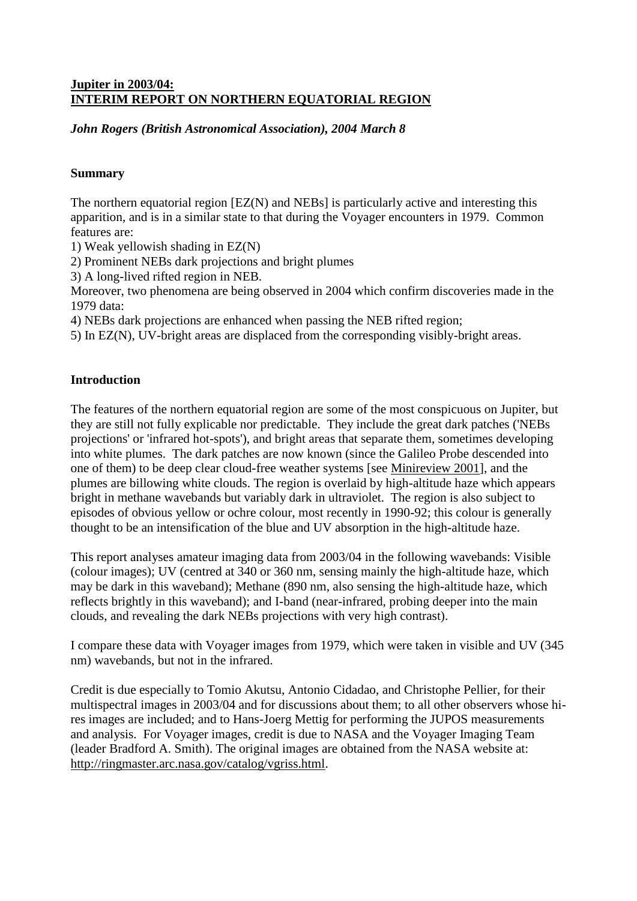**Jupiter in 2003/04:**
**INTERIM REPORT ON NORTHERN EQUATORIAL REGION**

***John Rogers (British Astronomical Association), 2004 March 8***

**Summary**

The northern equatorial region [EZ(N) and NEBs] is particularly active and interesting this apparition, and is in a similar state to that during the Voyager encounters in 1979. Common features are:

1) Weak yellowish shading in EZ(N)
2) Prominent NEBs dark projections and bright plumes
3) A long-lived rifted region in NEB.

Moreover, two phenomena are being observed in 2004 which confirm discoveries made in the 1979 data:

4) NEBs dark projections are enhanced when passing the NEB rifted region;
5) In EZ(N), UV-bright areas are displaced from the corresponding visibly-bright areas.

**Introduction**

The features of the northern equatorial region are some of the most conspicuous on Jupiter, but they are still not fully explicable nor predictable. They include the great dark patches ('NEBs projections' or 'infrared hot-spots'), and bright areas that separate them, sometimes developing into white plumes. The dark patches are now known (since the Galileo Probe descended into one of them) to be deep clear cloud-free weather systems [see Minireview 2001], and the plumes are billowing white clouds. The region is overlaid by high-altitude haze which appears bright in methane wavebands but variably dark in ultraviolet. The region is also subject to episodes of obvious yellow or ochre colour, most recently in 1990-92; this colour is generally thought to be an intensification of the blue and UV absorption in the high-altitude haze.

This report analyses amateur imaging data from 2003/04 in the following wavebands: Visible (colour images); UV (centred at 340 or 360 nm, sensing mainly the high-altitude haze, which may be dark in this waveband); Methane (890 nm, also sensing the high-altitude haze, which reflects brightly in this waveband); and I-band (near-infrared, probing deeper into the main clouds, and revealing the dark NEBs projections with very high contrast).

I compare these data with Voyager images from 1979, which were taken in visible and UV (345 nm) wavebands, but not in the infrared.

Credit is due especially to Tomio Akutsu, Antonio Cidadao, and Christophe Pellier, for their multispectral images in 2003/04 and for discussions about them; to all other observers whose hi-res images are included; and to Hans-Joerg Mettig for performing the JUPOS measurements and analysis. For Voyager images, credit is due to NASA and the Voyager Imaging Team (leader Bradford A. Smith). The original images are obtained from the NASA website at: http://ringmaster.arc.nasa.gov/catalog/vgriss.html.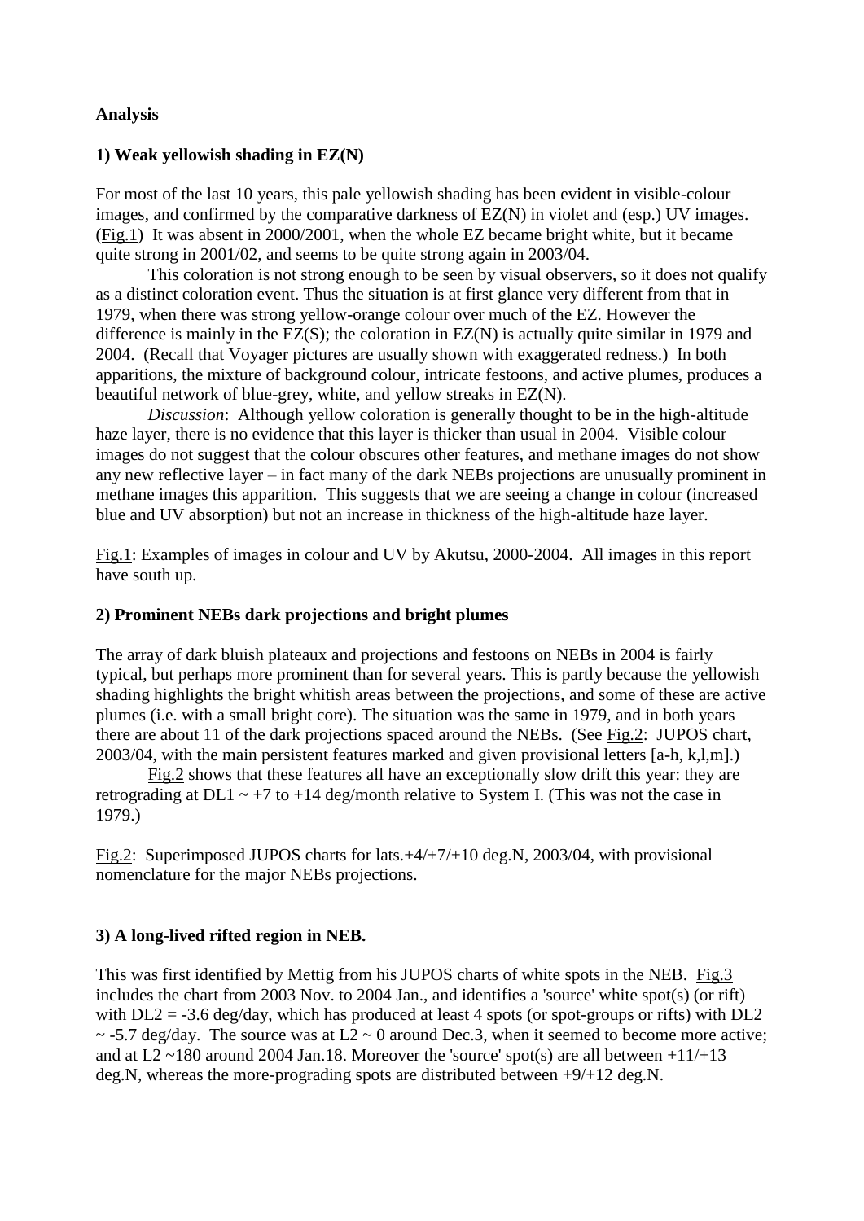**Analysis**

**1) Weak yellowish shading in EZ(N)**

For most of the last 10 years, this pale yellowish shading has been evident in visible-colour images, and confirmed by the comparative darkness of EZ(N) in violet and (esp.) UV images. (Fig.1) It was absent in 2000/2001, when the whole EZ became bright white, but it became quite strong in 2001/02, and seems to be quite strong again in 2003/04.

This coloration is not strong enough to be seen by visual observers, so it does not qualify as a distinct coloration event. Thus the situation is at first glance very different from that in 1979, when there was strong yellow-orange colour over much of the EZ. However the difference is mainly in the EZ(S); the coloration in EZ(N) is actually quite similar in 1979 and 2004. (Recall that Voyager pictures are usually shown with exaggerated redness.) In both apparitions, the mixture of background colour, intricate festoons, and active plumes, produces a beautiful network of blue-grey, white, and yellow streaks in EZ(N).

*Discussion*: Although yellow coloration is generally thought to be in the high-altitude haze layer, there is no evidence that this layer is thicker than usual in 2004. Visible colour images do not suggest that the colour obscures other features, and methane images do not show any new reflective layer – in fact many of the dark NEBs projections are unusually prominent in methane images this apparition. This suggests that we are seeing a change in colour (increased blue and UV absorption) but not an increase in thickness of the high-altitude haze layer.

Fig.1: Examples of images in colour and UV by Akutsu, 2000-2004. All images in this report have south up.

**2) Prominent NEBs dark projections and bright plumes**

The array of dark bluish plateaux and projections and festoons on NEBs in 2004 is fairly typical, but perhaps more prominent than for several years. This is partly because the yellowish shading highlights the bright whitish areas between the projections, and some of these are active plumes (i.e. with a small bright core). The situation was the same in 1979, and in both years there are about 11 of the dark projections spaced around the NEBs. (See Fig.2: JUPOS chart, 2003/04, with the main persistent features marked and given provisional letters [a-h, k,l,m].)

Fig.2 shows that these features all have an exceptionally slow drift this year: they are retrograding at DL1 ~ +7 to +14 deg/month relative to System I. (This was not the case in 1979.)

Fig.2: Superimposed JUPOS charts for lats.+4/+7/+10 deg.N, 2003/04, with provisional nomenclature for the major NEBs projections.

**3) A long-lived rifted region in NEB.**

This was first identified by Mettig from his JUPOS charts of white spots in the NEB. Fig.3 includes the chart from 2003 Nov. to 2004 Jan., and identifies a 'source' white spot(s) (or rift) with DL2 = -3.6 deg/day, which has produced at least 4 spots (or spot-groups or rifts) with DL2 ~ -5.7 deg/day. The source was at L2 ~ 0 around Dec.3, when it seemed to become more active; and at L2 ~180 around 2004 Jan.18. Moreover the 'source' spot(s) are all between +11/+13 deg.N, whereas the more-prograding spots are distributed between +9/+12 deg.N.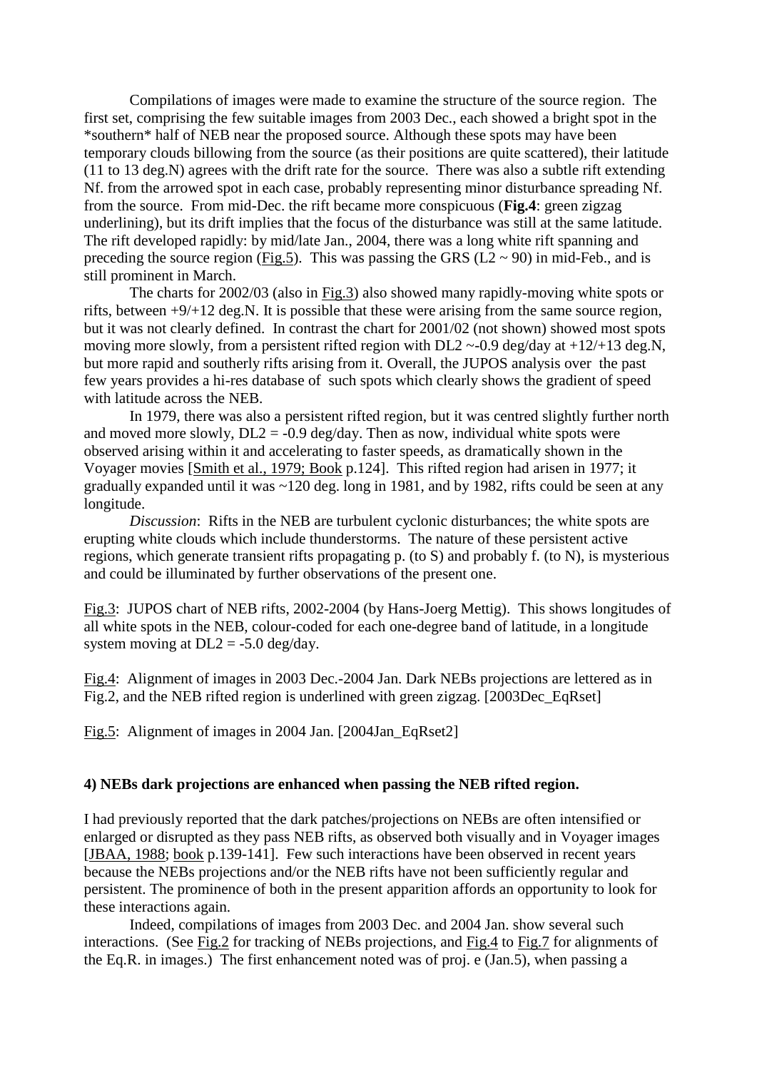Compilations of images were made to examine the structure of the source region. The first set, comprising the few suitable images from 2003 Dec., each showed a bright spot in the *southern* half of NEB near the proposed source. Although these spots may have been temporary clouds billowing from the source (as their positions are quite scattered), their latitude (11 to 13 deg.N) agrees with the drift rate for the source. There was also a subtle rift extending Nf. from the arrowed spot in each case, probably representing minor disturbance spreading Nf. from the source. From mid-Dec. the rift became more conspicuous (**Fig.4**: green zigzag underlining), but its drift implies that the focus of the disturbance was still at the same latitude. The rift developed rapidly: by mid/late Jan., 2004, there was a long white rift spanning and preceding the source region (Fig.5). This was passing the GRS (L2 ~ 90) in mid-Feb., and is still prominent in March.

The charts for 2002/03 (also in Fig.3) also showed many rapidly-moving white spots or rifts, between +9/+12 deg.N. It is possible that these were arising from the same source region, but it was not clearly defined. In contrast the chart for 2001/02 (not shown) showed most spots moving more slowly, from a persistent rifted region with DL2 ~-0.9 deg/day at +12/+13 deg.N, but more rapid and southerly rifts arising from it. Overall, the JUPOS analysis over the past few years provides a hi-res database of such spots which clearly shows the gradient of speed with latitude across the NEB.

In 1979, there was also a persistent rifted region, but it was centred slightly further north and moved more slowly, DL2 = -0.9 deg/day. Then as now, individual white spots were observed arising within it and accelerating to faster speeds, as dramatically shown in the Voyager movies [Smith et al., 1979; Book p.124]. This rifted region had arisen in 1977; it gradually expanded until it was ~120 deg. long in 1981, and by 1982, rifts could be seen at any longitude.

*Discussion*: Rifts in the NEB are turbulent cyclonic disturbances; the white spots are erupting white clouds which include thunderstorms. The nature of these persistent active regions, which generate transient rifts propagating p. (to S) and probably f. (to N), is mysterious and could be illuminated by further observations of the present one.

Fig.3: JUPOS chart of NEB rifts, 2002-2004 (by Hans-Joerg Mettig). This shows longitudes of all white spots in the NEB, colour-coded for each one-degree band of latitude, in a longitude system moving at DL2 = -5.0 deg/day.

Fig.4: Alignment of images in 2003 Dec.-2004 Jan. Dark NEBs projections are lettered as in Fig.2, and the NEB rifted region is underlined with green zigzag. [2003Dec_EqRset]

Fig.5: Alignment of images in 2004 Jan. [2004Jan_EqRset2]

**4) NEBs dark projections are enhanced when passing the NEB rifted region.**

I had previously reported that the dark patches/projections on NEBs are often intensified or enlarged or disrupted as they pass NEB rifts, as observed both visually and in Voyager images [JBAA, 1988; book p.139-141]. Few such interactions have been observed in recent years because the NEBs projections and/or the NEB rifts have not been sufficiently regular and persistent. The prominence of both in the present apparition affords an opportunity to look for these interactions again.

Indeed, compilations of images from 2003 Dec. and 2004 Jan. show several such interactions. (See Fig.2 for tracking of NEBs projections, and Fig.4 to Fig.7 for alignments of the Eq.R. in images.) The first enhancement noted was of proj. e (Jan.5), when passing a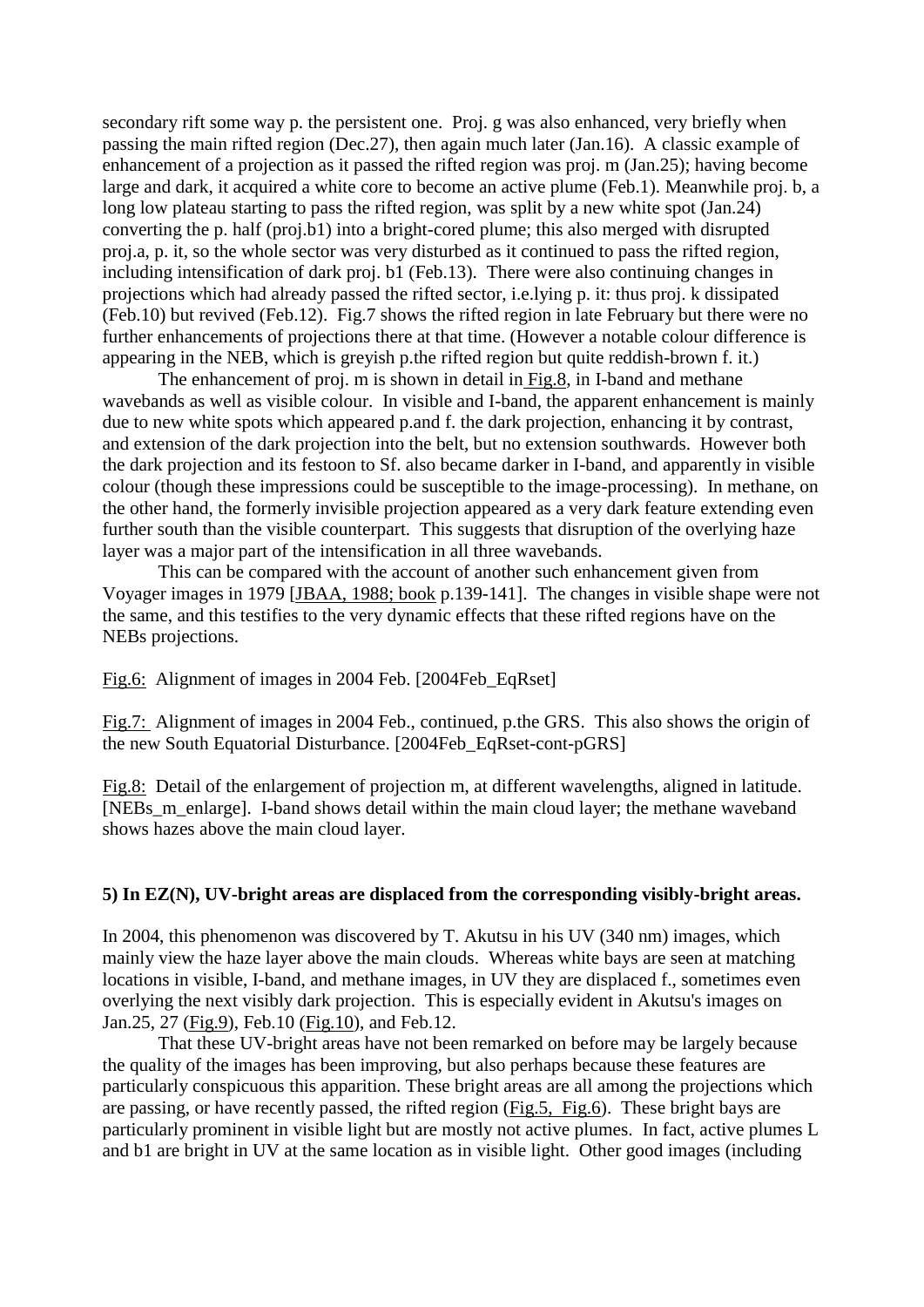secondary rift some way p. the persistent one. Proj. g was also enhanced, very briefly when passing the main rifted region (Dec.27), then again much later (Jan.16). A classic example of enhancement of a projection as it passed the rifted region was proj. m (Jan.25); having become large and dark, it acquired a white core to become an active plume (Feb.1). Meanwhile proj. b, a long low plateau starting to pass the rifted region, was split by a new white spot (Jan.24) converting the p. half (proj.b1) into a bright-cored plume; this also merged with disrupted proj.a, p. it, so the whole sector was very disturbed as it continued to pass the rifted region, including intensification of dark proj. b1 (Feb.13). There were also continuing changes in projections which had already passed the rifted sector, i.e.lying p. it: thus proj. k dissipated (Feb.10) but revived (Feb.12). Fig.7 shows the rifted region in late February but there were no further enhancements of projections there at that time. (However a notable colour difference is appearing in the NEB, which is greyish p.the rifted region but quite reddish-brown f. it.)

The enhancement of proj. m is shown in detail in Fig.8, in I-band and methane wavebands as well as visible colour. In visible and I-band, the apparent enhancement is mainly due to new white spots which appeared p.and f. the dark projection, enhancing it by contrast, and extension of the dark projection into the belt, but no extension southwards. However both the dark projection and its festoon to Sf. also became darker in I-band, and apparently in visible colour (though these impressions could be susceptible to the image-processing). In methane, on the other hand, the formerly invisible projection appeared as a very dark feature extending even further south than the visible counterpart. This suggests that disruption of the overlying haze layer was a major part of the intensification in all three wavebands.

This can be compared with the account of another such enhancement given from Voyager images in 1979 [JBAA, 1988; book p.139-141]. The changes in visible shape were not the same, and this testifies to the very dynamic effects that these rifted regions have on the NEBs projections.

Fig.6: Alignment of images in 2004 Feb. [2004Feb_EqRset]

Fig.7: Alignment of images in 2004 Feb., continued, p.the GRS. This also shows the origin of the new South Equatorial Disturbance. [2004Feb_EqRset-cont-pGRS]

Fig.8: Detail of the enlargement of projection m, at different wavelengths, aligned in latitude. [NEBs_m_enlarge]. I-band shows detail within the main cloud layer; the methane waveband shows hazes above the main cloud layer.

**5) In EZ(N), UV-bright areas are displaced from the corresponding visibly-bright areas.**

In 2004, this phenomenon was discovered by T. Akutsu in his UV (340 nm) images, which mainly view the haze layer above the main clouds. Whereas white bays are seen at matching locations in visible, I-band, and methane images, in UV they are displaced f., sometimes even overlying the next visibly dark projection. This is especially evident in Akutsu's images on Jan.25, 27 (Fig.9), Feb.10 (Fig.10), and Feb.12.

That these UV-bright areas have not been remarked on before may be largely because the quality of the images has been improving, but also perhaps because these features are particularly conspicuous this apparition. These bright areas are all among the projections which are passing, or have recently passed, the rifted region (Fig.5, Fig.6). These bright bays are particularly prominent in visible light but are mostly not active plumes. In fact, active plumes L and b1 are bright in UV at the same location as in visible light. Other good images (including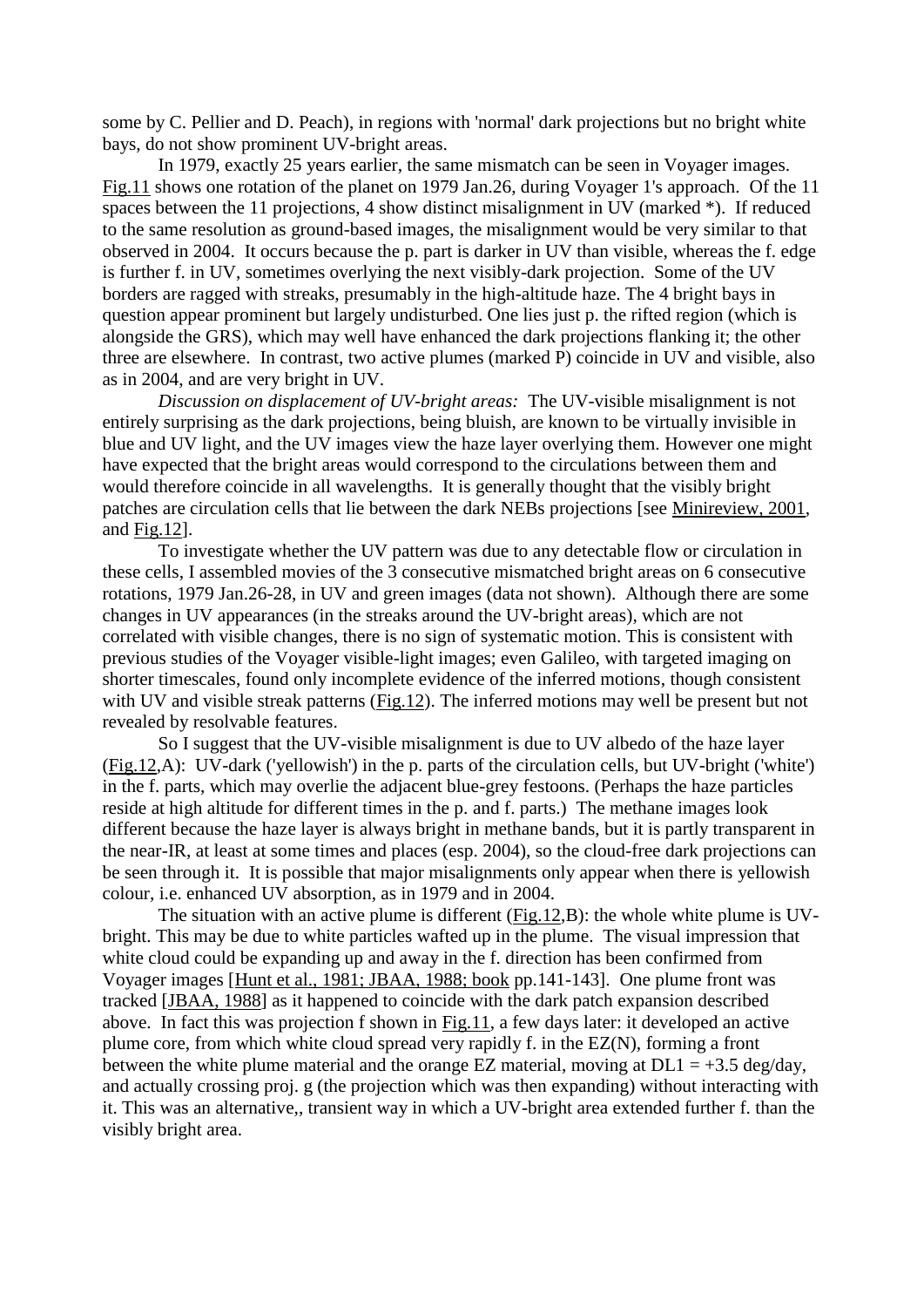some by C. Pellier and D. Peach), in regions with 'normal' dark projections but no bright white bays, do not show prominent UV-bright areas.

In 1979, exactly 25 years earlier, the same mismatch can be seen in Voyager images. Fig.11 shows one rotation of the planet on 1979 Jan.26, during Voyager 1's approach. Of the 11 spaces between the 11 projections, 4 show distinct misalignment in UV (marked *). If reduced to the same resolution as ground-based images, the misalignment would be very similar to that observed in 2004. It occurs because the p. part is darker in UV than visible, whereas the f. edge is further f. in UV, sometimes overlying the next visibly-dark projection. Some of the UV borders are ragged with streaks, presumably in the high-altitude haze. The 4 bright bays in question appear prominent but largely undisturbed. One lies just p. the rifted region (which is alongside the GRS), which may well have enhanced the dark projections flanking it; the other three are elsewhere. In contrast, two active plumes (marked P) coincide in UV and visible, also as in 2004, and are very bright in UV.

*Discussion on displacement of UV-bright areas:* The UV-visible misalignment is not entirely surprising as the dark projections, being bluish, are known to be virtually invisible in blue and UV light, and the UV images view the haze layer overlying them. However one might have expected that the bright areas would correspond to the circulations between them and would therefore coincide in all wavelengths. It is generally thought that the visibly bright patches are circulation cells that lie between the dark NEBs projections [see Minireview, 2001, and Fig.12].

To investigate whether the UV pattern was due to any detectable flow or circulation in these cells, I assembled movies of the 3 consecutive mismatched bright areas on 6 consecutive rotations, 1979 Jan.26-28, in UV and green images (data not shown). Although there are some changes in UV appearances (in the streaks around the UV-bright areas), which are not correlated with visible changes, there is no sign of systematic motion. This is consistent with previous studies of the Voyager visible-light images; even Galileo, with targeted imaging on shorter timescales, found only incomplete evidence of the inferred motions, though consistent with UV and visible streak patterns (Fig.12). The inferred motions may well be present but not revealed by resolvable features.

So I suggest that the UV-visible misalignment is due to UV albedo of the haze layer (Fig.12,A): UV-dark ('yellowish') in the p. parts of the circulation cells, but UV-bright ('white') in the f. parts, which may overlie the adjacent blue-grey festoons. (Perhaps the haze particles reside at high altitude for different times in the p. and f. parts.) The methane images look different because the haze layer is always bright in methane bands, but it is partly transparent in the near-IR, at least at some times and places (esp. 2004), so the cloud-free dark projections can be seen through it. It is possible that major misalignments only appear when there is yellowish colour, i.e. enhanced UV absorption, as in 1979 and in 2004.

The situation with an active plume is different (Fig.12,B): the whole white plume is UV-bright. This may be due to white particles wafted up in the plume. The visual impression that white cloud could be expanding up and away in the f. direction has been confirmed from Voyager images [Hunt et al., 1981; JBAA, 1988; book pp.141-143]. One plume front was tracked [JBAA, 1988] as it happened to coincide with the dark patch expansion described above. In fact this was projection f shown in Fig.11, a few days later: it developed an active plume core, from which white cloud spread very rapidly f. in the EZ(N), forming a front between the white plume material and the orange EZ material, moving at DL1 = +3.5 deg/day, and actually crossing proj. g (the projection which was then expanding) without interacting with it. This was an alternative,, transient way in which a UV-bright area extended further f. than the visibly bright area.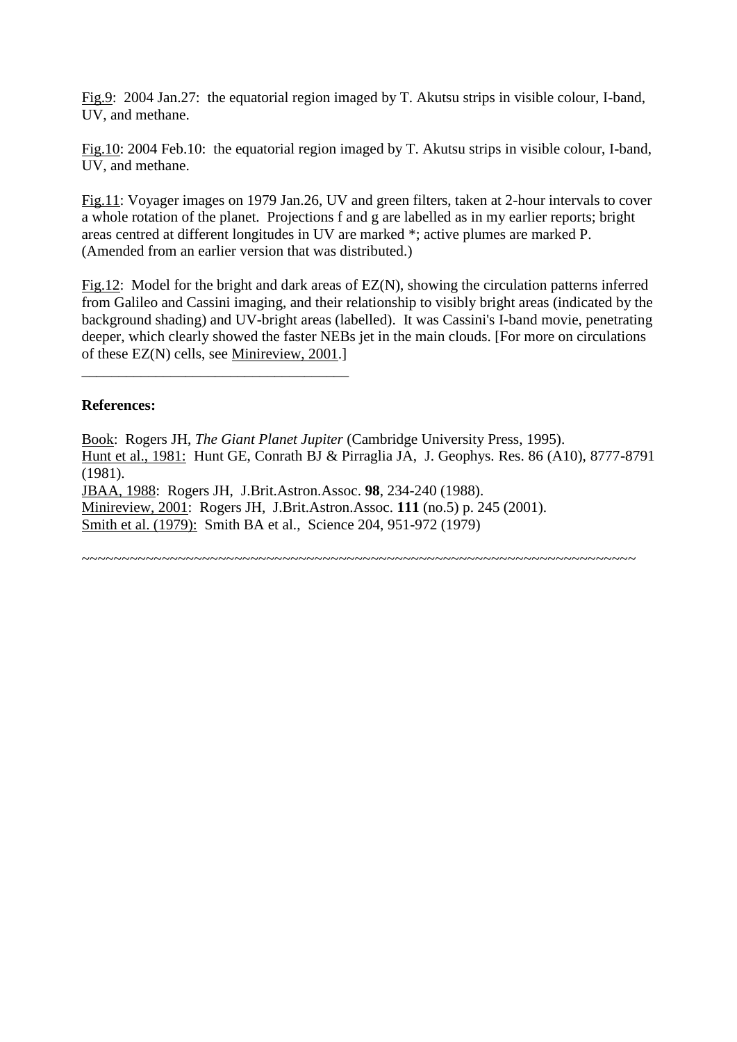Fig.9: 2004 Jan.27: the equatorial region imaged by T. Akutsu strips in visible colour, I-band, UV, and methane.

Fig.10: 2004 Feb.10: the equatorial region imaged by T. Akutsu strips in visible colour, I-band, UV, and methane.

Fig.11: Voyager images on 1979 Jan.26, UV and green filters, taken at 2-hour intervals to cover a whole rotation of the planet. Projections f and g are labelled as in my earlier reports; bright areas centred at different longitudes in UV are marked *; active plumes are marked P. (Amended from an earlier version that was distributed.)

Fig.12: Model for the bright and dark areas of EZ(N), showing the circulation patterns inferred from Galileo and Cassini imaging, and their relationship to visibly bright areas (indicated by the background shading) and UV-bright areas (labelled). It was Cassini's I-band movie, penetrating deeper, which clearly showed the faster NEBs jet in the main clouds. [For more on circulations of these EZ(N) cells, see Minireview, 2001.]

---

**References:**

Book: Rogers JH, *The Giant Planet Jupiter* (Cambridge University Press, 1995).
Hunt et al., 1981: Hunt GE, Conrath BJ & Pirraglia JA, J. Geophys. Res. 86 (A10), 8777-8791 (1981).
JBAA, 1988: Rogers JH, J.Brit.Astron.Assoc. **98**, 234-240 (1988).
Minireview, 2001: Rogers JH, J.Brit.Astron.Assoc. **111** (no.5) p. 245 (2001).
Smith et al. (1979): Smith BA et al., Science 204, 951-972 (1979)

~~~~~~~~~~~~~~~~~~~~~~~~~~~~~~~~~~~~~~~~~~~~~~~~~~~~~~~~~~~~~~~~~~~~~~